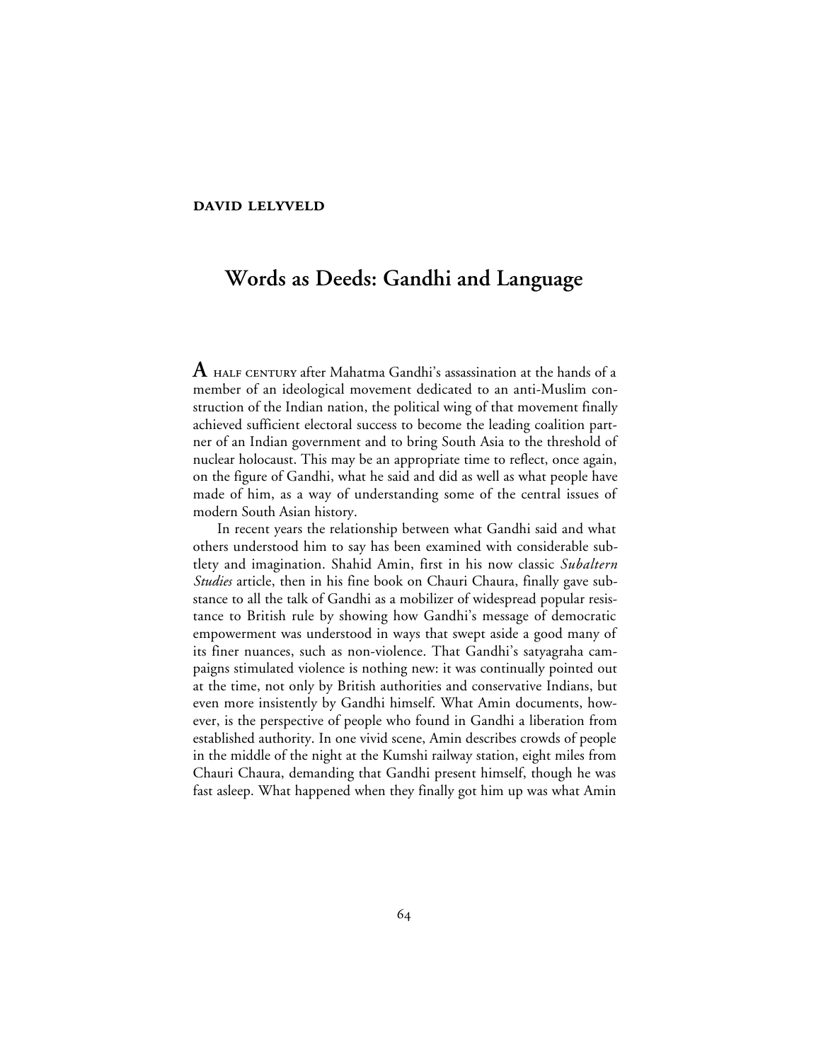**DAVID LELYVELD**

# Words as Deeds: Gandhi and Language

A HALF CENTURY after Mahatma Gandhi's assassination at the hands of a member of an ideological movement dedicated to an anti-Muslim construction of the Indian nation, the political wing of that movement finally achieved sufficient electoral success to become the leading coalition partner of an Indian government and to bring South Asia to the threshold of nuclear holocaust. This may be an appropriate time to reflect, once again, on the figure of Gandhi, what he said and did as well as what people have made of him, as a way of understanding some of the central issues of modern South Asian history.

In recent years the relationship between what Gandhi said and what others understood him to say has been examined with considerable subtlety and imagination. Shahid Amin, first in his now classic *Subaltern Studies* article, then in his fine book on Chauri Chaura, finally gave substance to all the talk of Gandhi as a mobilizer of widespread popular resistance to British rule by showing how Gandhi's message of democratic empowerment was understood in ways that swept aside a good many of its finer nuances, such as non-violence. That Gandhi's satyagraha campaigns stimulated violence is nothing new: it was continually pointed out at the time, not only by British authorities and conservative Indians, but even more insistently by Gandhi himself. What Amin documents, however, is the perspective of people who found in Gandhi a liberation from established authority. In one vivid scene, Amin describes crowds of people in the middle of the night at the Kumshi railway station, eight miles from Chauri Chaura, demanding that Gandhi present himself, though he was fast asleep. What happened when they finally got him up was what Amin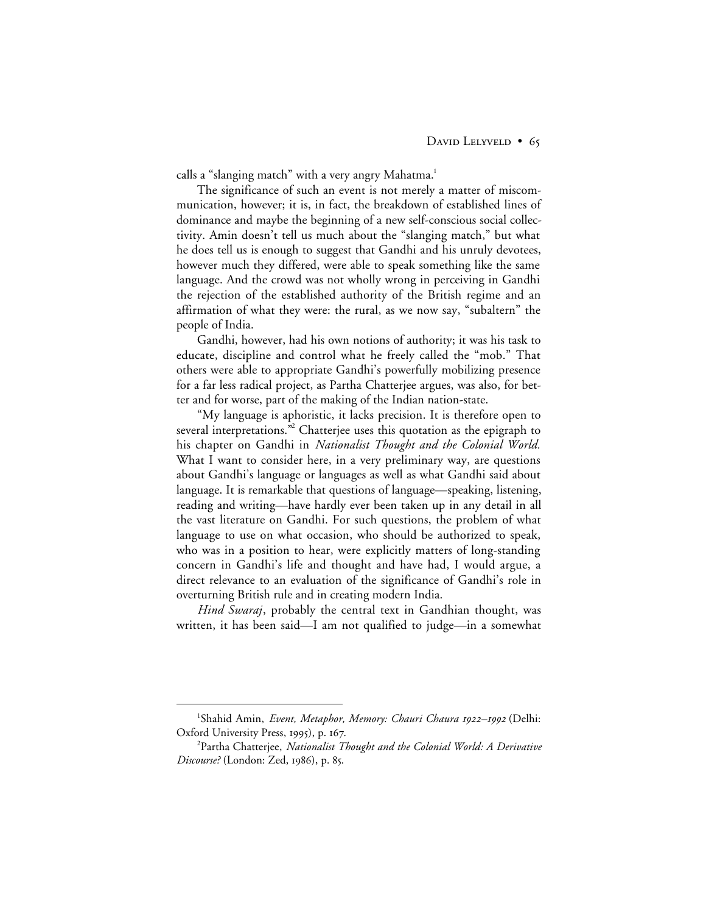calls a "slanging match" with a very angry Mahatma.[1]

The significance of such an event is not merely a matter of miscommunication, however; it is, in fact, the breakdown of established lines of dominance and maybe the beginning of a new self-conscious social collectivity. Amin doesn't tell us much about the "slanging match," but what he does tell us is enough to suggest that Gandhi and his unruly devotees, however much they differed, were able to speak something like the same language. And the crowd was not wholly wrong in perceiving in Gandhi the rejection of the established authority of the British regime and an affirmation of what they were: the rural, as we now say, "subaltern" the people of India.

Gandhi, however, had his own notions of authority; it was his task to educate, discipline and control what he freely called the "mob." That others were able to appropriate Gandhi's powerfully mobilizing presence for a far less radical project, as Partha Chatterjee argues, was also, for better and for worse, part of the making of the Indian nation-state.

"My language is aphoristic, it lacks precision. It is therefore open to several interpretations."[2] Chatterjee uses this quotation as the epigraph to his chapter on Gandhi in *Nationalist Thought and the Colonial World.* What I want to consider here, in a very preliminary way, are questions about Gandhi's language or languages as well as what Gandhi said about language. It is remarkable that questions of language—speaking, listening, reading and writing—have hardly ever been taken up in any detail in all the vast literature on Gandhi. For such questions, the problem of what language to use on what occasion, who should be authorized to speak, who was in a position to hear, were explicitly matters of long-standing concern in Gandhi's life and thought and have had, I would argue, a direct relevance to an evaluation of the significance of Gandhi's role in overturning British rule and in creating modern India.

*Hind Swaraj*, probably the central text in Gandhian thought, was written, it has been said—I am not qualified to judge—in a somewhat

---

[1] Shahid Amin, *Event, Metaphor, Memory: Chauri Chaura 1922–1992* (Delhi: Oxford University Press, 1995), p. 167.

[2] Partha Chatterjee, *Nationalist Thought and the Colonial World: A Derivative Discourse?* (London: Zed, 1986), p. 85.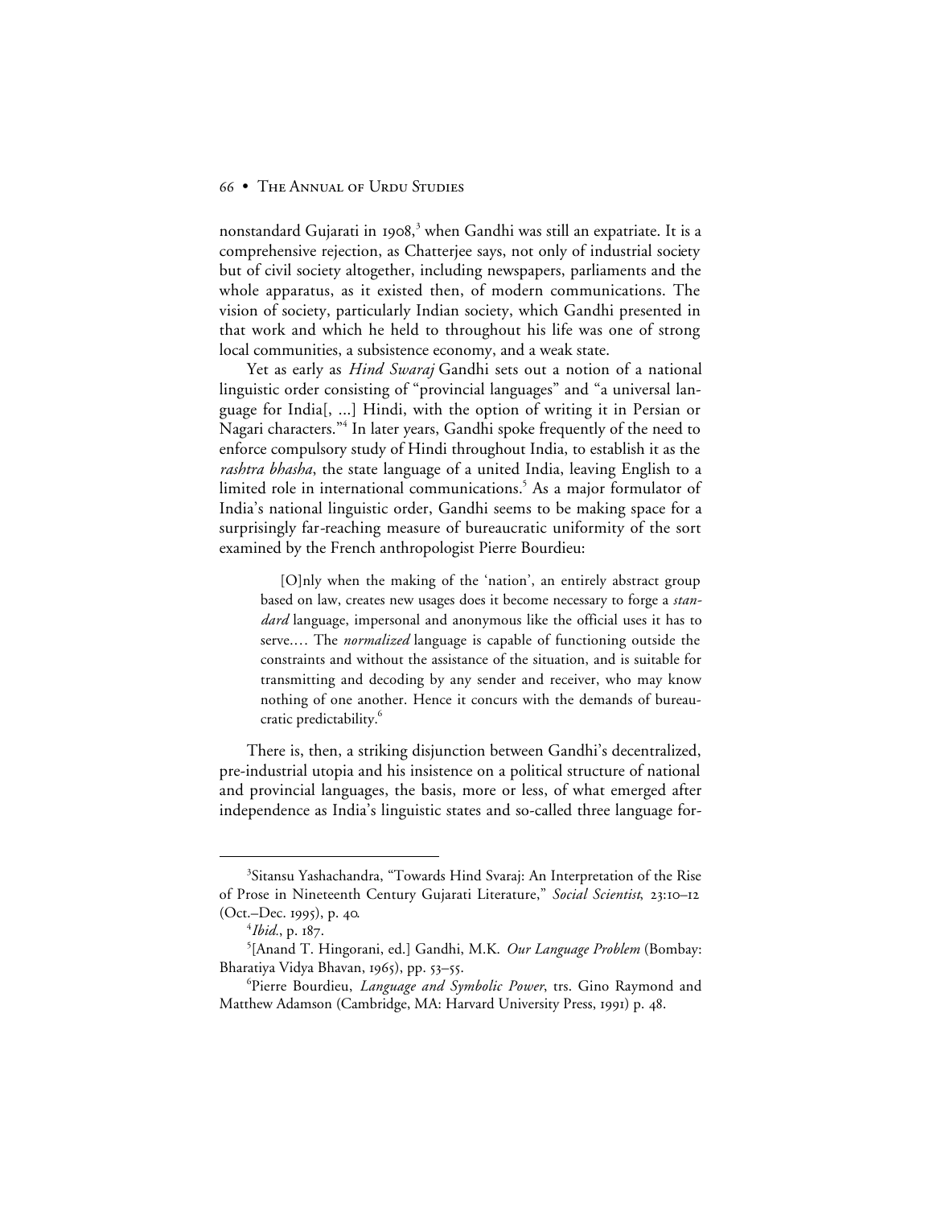nonstandard Gujarati in 1908,[3] when Gandhi was still an expatriate. It is a comprehensive rejection, as Chatterjee says, not only of industrial society but of civil society altogether, including newspapers, parliaments and the whole apparatus, as it existed then, of modern communications. The vision of society, particularly Indian society, which Gandhi presented in that work and which he held to throughout his life was one of strong local communities, a subsistence economy, and a weak state.

Yet as early as *Hind Swaraj* Gandhi sets out a notion of a national linguistic order consisting of "provincial languages" and "a universal language for India[, ...] Hindi, with the option of writing it in Persian or Nagari characters."[4] In later years, Gandhi spoke frequently of the need to enforce compulsory study of Hindi throughout India, to establish it as the *rashtra bhasha*, the state language of a united India, leaving English to a limited role in international communications.[5] As a major formulator of India's national linguistic order, Gandhi seems to be making space for a surprisingly far-reaching measure of bureaucratic uniformity of the sort examined by the French anthropologist Pierre Bourdieu:

> [O]nly when the making of the 'nation', an entirely abstract group based on law, creates new usages does it become necessary to forge a *standard* language, impersonal and anonymous like the official uses it has to serve.… The *normalized* language is capable of functioning outside the constraints and without the assistance of the situation, and is suitable for transmitting and decoding by any sender and receiver, who may know nothing of one another. Hence it concurs with the demands of bureaucratic predictability.[6]

There is, then, a striking disjunction between Gandhi's decentralized, pre-industrial utopia and his insistence on a political structure of national and provincial languages, the basis, more or less, of what emerged after independence as India's linguistic states and so-called three language for-

---

[3] Sitansu Yashachandra, "Towards Hind Svaraj: An Interpretation of the Rise of Prose in Nineteenth Century Gujarati Literature," *Social Scientist*, 23:10–12 (Oct.–Dec. 1995), p. 40.

[4] *Ibid.*, p. 187.

[5] [Anand T. Hingorani, ed.] Gandhi, M.K. *Our Language Problem* (Bombay: Bharatiya Vidya Bhavan, 1965), pp. 53–55.

[6] Pierre Bourdieu, *Language and Symbolic Power*, trs. Gino Raymond and Matthew Adamson (Cambridge, MA: Harvard University Press, 1991) p. 48.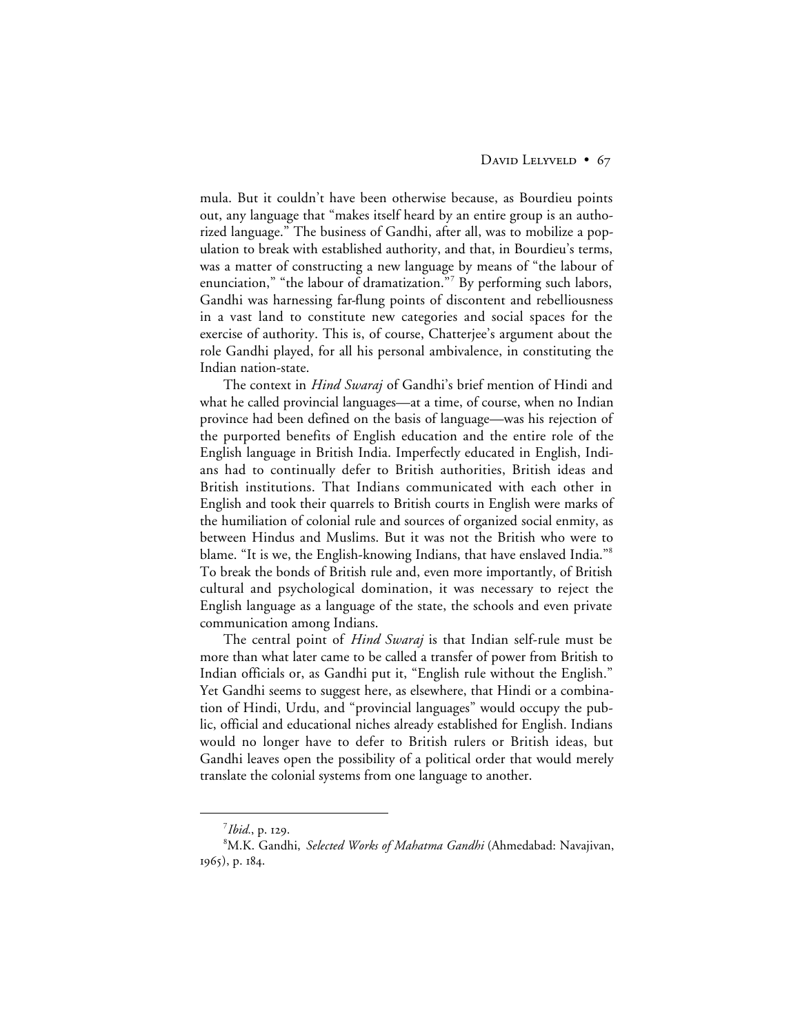mula. But it couldn't have been otherwise because, as Bourdieu points out, any language that "makes itself heard by an entire group is an authorized language." The business of Gandhi, after all, was to mobilize a population to break with established authority, and that, in Bourdieu's terms, was a matter of constructing a new language by means of "the labour of enunciation," "the labour of dramatization."[7] By performing such labors, Gandhi was harnessing far-flung points of discontent and rebelliousness in a vast land to constitute new categories and social spaces for the exercise of authority. This is, of course, Chatterjee's argument about the role Gandhi played, for all his personal ambivalence, in constituting the Indian nation-state.

The context in *Hind Swaraj* of Gandhi's brief mention of Hindi and what he called provincial languages—at a time, of course, when no Indian province had been defined on the basis of language—was his rejection of the purported benefits of English education and the entire role of the English language in British India. Imperfectly educated in English, Indians had to continually defer to British authorities, British ideas and British institutions. That Indians communicated with each other in English and took their quarrels to British courts in English were marks of the humiliation of colonial rule and sources of organized social enmity, as between Hindus and Muslims. But it was not the British who were to blame. "It is we, the English-knowing Indians, that have enslaved India."[8] To break the bonds of British rule and, even more importantly, of British cultural and psychological domination, it was necessary to reject the English language as a language of the state, the schools and even private communication among Indians.

The central point of *Hind Swaraj* is that Indian self-rule must be more than what later came to be called a transfer of power from British to Indian officials or, as Gandhi put it, "English rule without the English." Yet Gandhi seems to suggest here, as elsewhere, that Hindi or a combination of Hindi, Urdu, and "provincial languages" would occupy the public, official and educational niches already established for English. Indians would no longer have to defer to British rulers or British ideas, but Gandhi leaves open the possibility of a political order that would merely translate the colonial systems from one language to another.

---

[7] *Ibid.*, p. 129.

[8] M.K. Gandhi, *Selected Works of Mahatma Gandhi* (Ahmedabad: Navajivan, 1965), p. 184.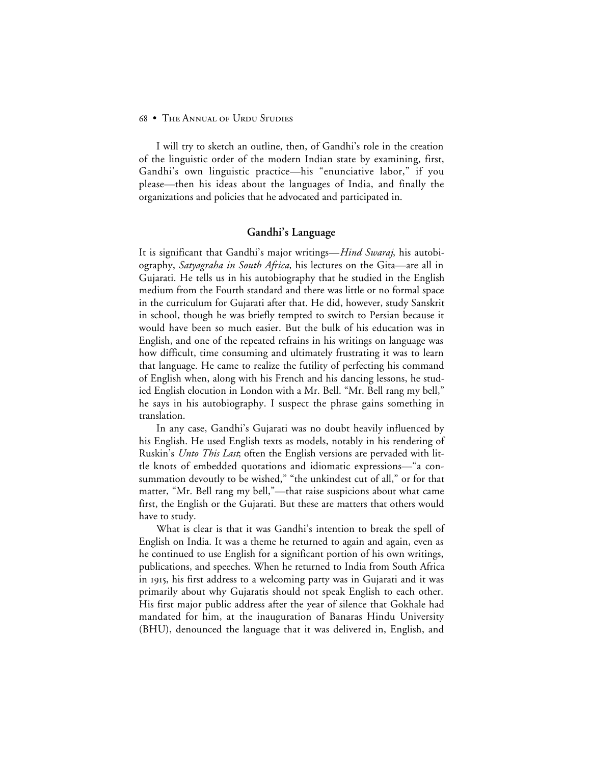I will try to sketch an outline, then, of Gandhi's role in the creation of the linguistic order of the modern Indian state by examining, first, Gandhi's own linguistic practice—his "enunciative labor," if you please—then his ideas about the languages of India, and finally the organizations and policies that he advocated and participated in.

## Gandhi's Language

It is significant that Gandhi's major writings—*Hind Swaraj*, his autobiography, *Satyagraha in South Africa,* his lectures on the Gita—are all in Gujarati. He tells us in his autobiography that he studied in the English medium from the Fourth standard and there was little or no formal space in the curriculum for Gujarati after that. He did, however, study Sanskrit in school, though he was briefly tempted to switch to Persian because it would have been so much easier. But the bulk of his education was in English, and one of the repeated refrains in his writings on language was how difficult, time consuming and ultimately frustrating it was to learn that language. He came to realize the futility of perfecting his command of English when, along with his French and his dancing lessons, he studied English elocution in London with a Mr. Bell. "Mr. Bell rang my bell," he says in his autobiography. I suspect the phrase gains something in translation.

In any case, Gandhi's Gujarati was no doubt heavily influenced by his English. He used English texts as models, notably in his rendering of Ruskin's *Unto This Last*; often the English versions are pervaded with little knots of embedded quotations and idiomatic expressions—"a consummation devoutly to be wished," "the unkindest cut of all," or for that matter, "Mr. Bell rang my bell,"—that raise suspicions about what came first, the English or the Gujarati. But these are matters that others would have to study.

What is clear is that it was Gandhi's intention to break the spell of English on India. It was a theme he returned to again and again, even as he continued to use English for a significant portion of his own writings, publications, and speeches. When he returned to India from South Africa in 1915, his first address to a welcoming party was in Gujarati and it was primarily about why Gujaratis should not speak English to each other. His first major public address after the year of silence that Gokhale had mandated for him, at the inauguration of Banaras Hindu University (BHU), denounced the language that it was delivered in, English, and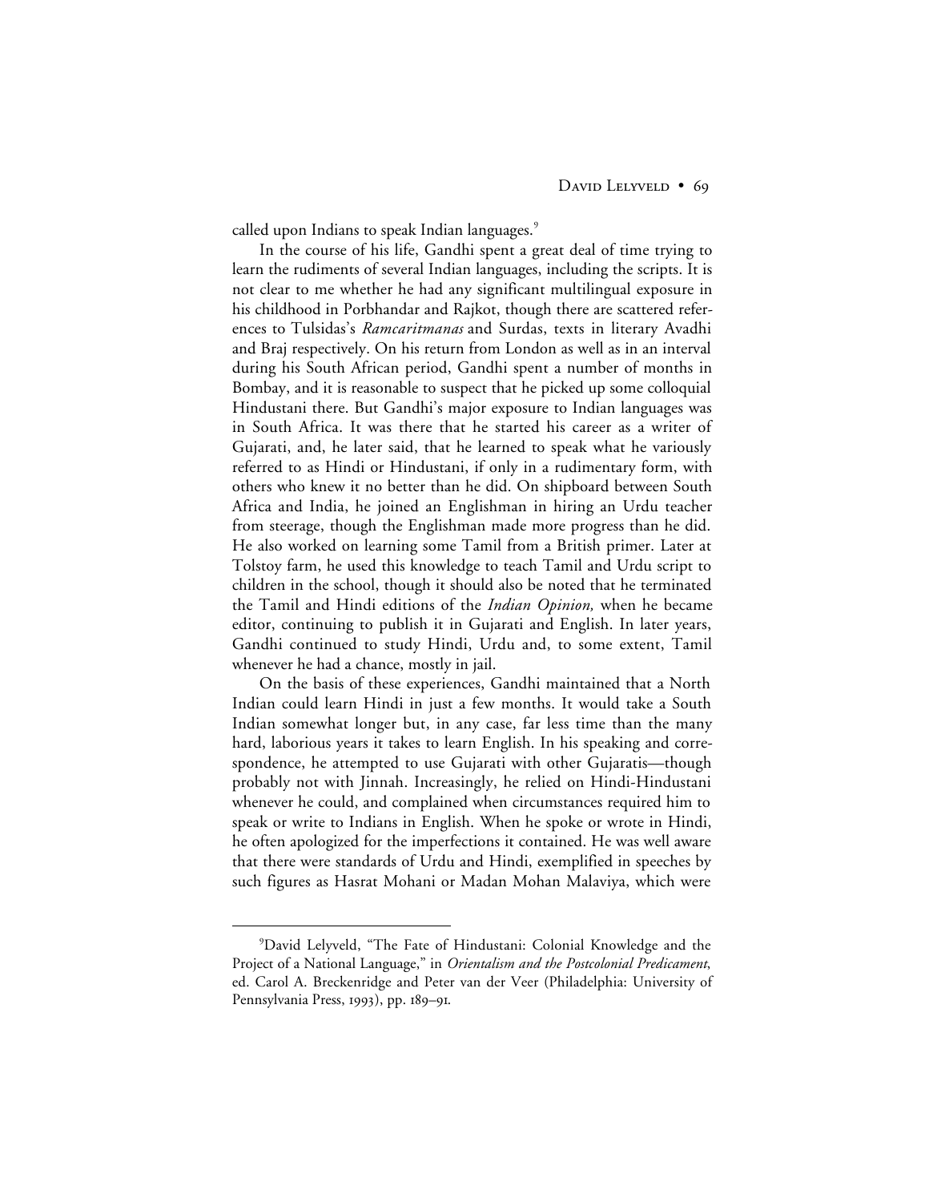called upon Indians to speak Indian languages.[9]

In the course of his life, Gandhi spent a great deal of time trying to learn the rudiments of several Indian languages, including the scripts. It is not clear to me whether he had any significant multilingual exposure in his childhood in Porbhandar and Rajkot, though there are scattered references to Tulsidas's *Ramcaritmanas* and Surdas, texts in literary Avadhi and Braj respectively. On his return from London as well as in an interval during his South African period, Gandhi spent a number of months in Bombay, and it is reasonable to suspect that he picked up some colloquial Hindustani there. But Gandhi's major exposure to Indian languages was in South Africa. It was there that he started his career as a writer of Gujarati, and, he later said, that he learned to speak what he variously referred to as Hindi or Hindustani, if only in a rudimentary form, with others who knew it no better than he did. On shipboard between South Africa and India, he joined an Englishman in hiring an Urdu teacher from steerage, though the Englishman made more progress than he did. He also worked on learning some Tamil from a British primer. Later at Tolstoy farm, he used this knowledge to teach Tamil and Urdu script to children in the school, though it should also be noted that he terminated the Tamil and Hindi editions of the *Indian Opinion,* when he became editor, continuing to publish it in Gujarati and English. In later years, Gandhi continued to study Hindi, Urdu and, to some extent, Tamil whenever he had a chance, mostly in jail.

On the basis of these experiences, Gandhi maintained that a North Indian could learn Hindi in just a few months. It would take a South Indian somewhat longer but, in any case, far less time than the many hard, laborious years it takes to learn English. In his speaking and correspondence, he attempted to use Gujarati with other Gujaratis—though probably not with Jinnah. Increasingly, he relied on Hindi-Hindustani whenever he could, and complained when circumstances required him to speak or write to Indians in English. When he spoke or wrote in Hindi, he often apologized for the imperfections it contained. He was well aware that there were standards of Urdu and Hindi, exemplified in speeches by such figures as Hasrat Mohani or Madan Mohan Malaviya, which were

---

[9] David Lelyveld, "The Fate of Hindustani: Colonial Knowledge and the Project of a National Language," in *Orientalism and the Postcolonial Predicament*, ed. Carol A. Breckenridge and Peter van der Veer (Philadelphia: University of Pennsylvania Press, 1993), pp. 189–91.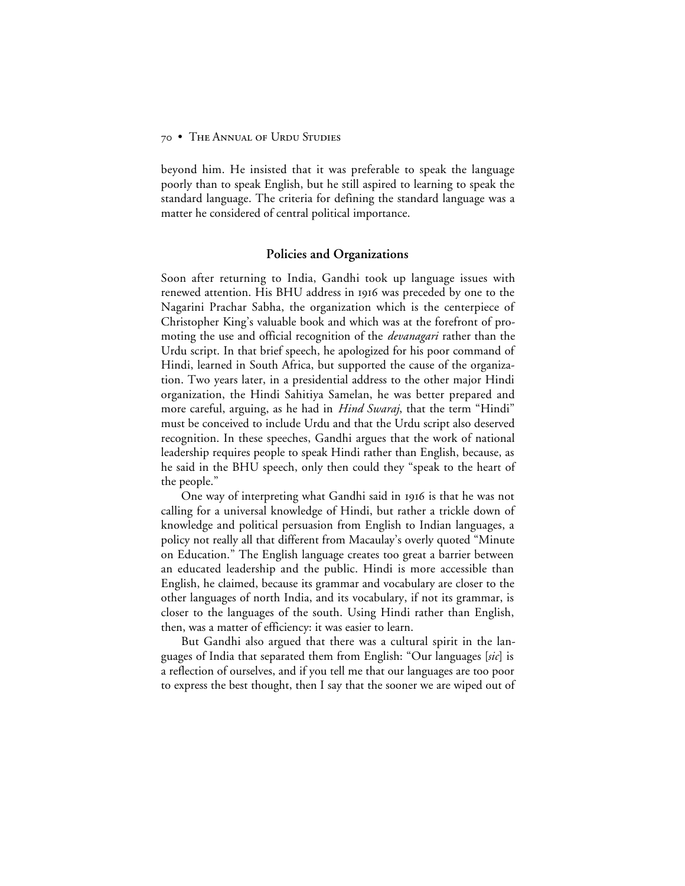beyond him. He insisted that it was preferable to speak the language poorly than to speak English, but he still aspired to learning to speak the standard language. The criteria for defining the standard language was a matter he considered of central political importance.

## Policies and Organizations

Soon after returning to India, Gandhi took up language issues with renewed attention. His BHU address in 1916 was preceded by one to the Nagarini Prachar Sabha, the organization which is the centerpiece of Christopher King's valuable book and which was at the forefront of promoting the use and official recognition of the *devanagari* rather than the Urdu script. In that brief speech, he apologized for his poor command of Hindi, learned in South Africa, but supported the cause of the organization. Two years later, in a presidential address to the other major Hindi organization, the Hindi Sahitiya Samelan, he was better prepared and more careful, arguing, as he had in *Hind Swaraj*, that the term "Hindi" must be conceived to include Urdu and that the Urdu script also deserved recognition. In these speeches, Gandhi argues that the work of national leadership requires people to speak Hindi rather than English, because, as he said in the BHU speech, only then could they "speak to the heart of the people."

One way of interpreting what Gandhi said in 1916 is that he was not calling for a universal knowledge of Hindi, but rather a trickle down of knowledge and political persuasion from English to Indian languages, a policy not really all that different from Macaulay's overly quoted "Minute on Education." The English language creates too great a barrier between an educated leadership and the public. Hindi is more accessible than English, he claimed, because its grammar and vocabulary are closer to the other languages of north India, and its vocabulary, if not its grammar, is closer to the languages of the south. Using Hindi rather than English, then, was a matter of efficiency: it was easier to learn.

But Gandhi also argued that there was a cultural spirit in the languages of India that separated them from English: "Our languages [*sic*] is a reflection of ourselves, and if you tell me that our languages are too poor to express the best thought, then I say that the sooner we are wiped out of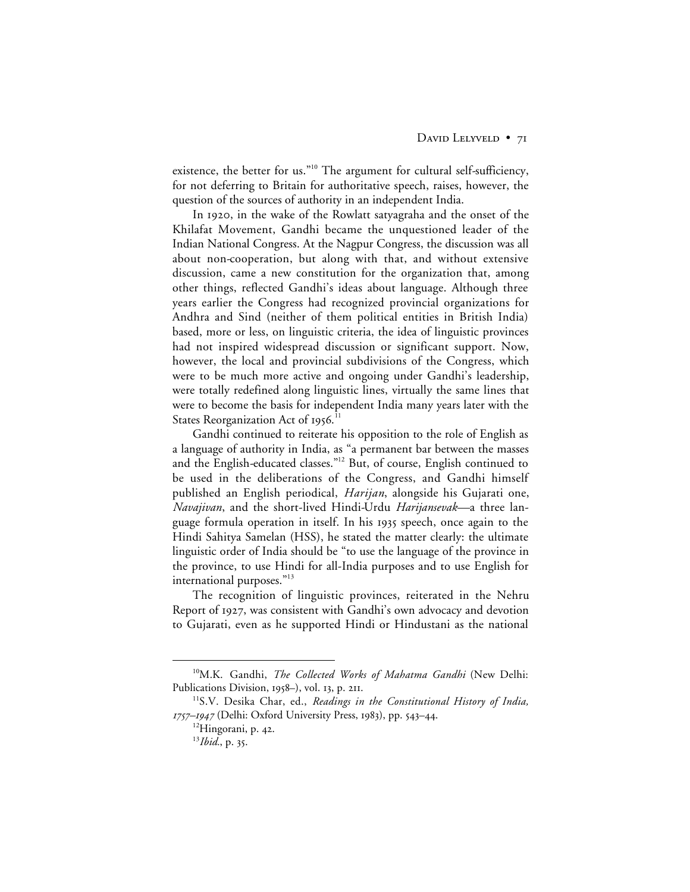existence, the better for us."[10] The argument for cultural self-sufficiency, for not deferring to Britain for authoritative speech, raises, however, the question of the sources of authority in an independent India.

In 1920, in the wake of the Rowlatt satyagraha and the onset of the Khilafat Movement, Gandhi became the unquestioned leader of the Indian National Congress. At the Nagpur Congress, the discussion was all about non-cooperation, but along with that, and without extensive discussion, came a new constitution for the organization that, among other things, reflected Gandhi's ideas about language. Although three years earlier the Congress had recognized provincial organizations for Andhra and Sind (neither of them political entities in British India) based, more or less, on linguistic criteria, the idea of linguistic provinces had not inspired widespread discussion or significant support. Now, however, the local and provincial subdivisions of the Congress, which were to be much more active and ongoing under Gandhi's leadership, were totally redefined along linguistic lines, virtually the same lines that were to become the basis for independent India many years later with the States Reorganization Act of 1956.[11]

Gandhi continued to reiterate his opposition to the role of English as a language of authority in India, as "a permanent bar between the masses and the English-educated classes."[12] But, of course, English continued to be used in the deliberations of the Congress, and Gandhi himself published an English periodical, *Harijan*, alongside his Gujarati one, *Navajivan*, and the short-lived Hindi-Urdu *Harijansevak*—a three language formula operation in itself. In his 1935 speech, once again to the Hindi Sahitya Samelan (HSS), he stated the matter clearly: the ultimate linguistic order of India should be "to use the language of the province in the province, to use Hindi for all-India purposes and to use English for international purposes."[13]

The recognition of linguistic provinces, reiterated in the Nehru Report of 1927, was consistent with Gandhi's own advocacy and devotion to Gujarati, even as he supported Hindi or Hindustani as the national

---

[10] M.K. Gandhi, *The Collected Works of Mahatma Gandhi* (New Delhi: Publications Division, 1958–), vol. 13, p. 211.

[11] S.V. Desika Char, ed., *Readings in the Constitutional History of India, 1757–1947* (Delhi: Oxford University Press, 1983), pp. 543–44.

[12] Hingorani, p. 42.

[13] *Ibid.*, p. 35.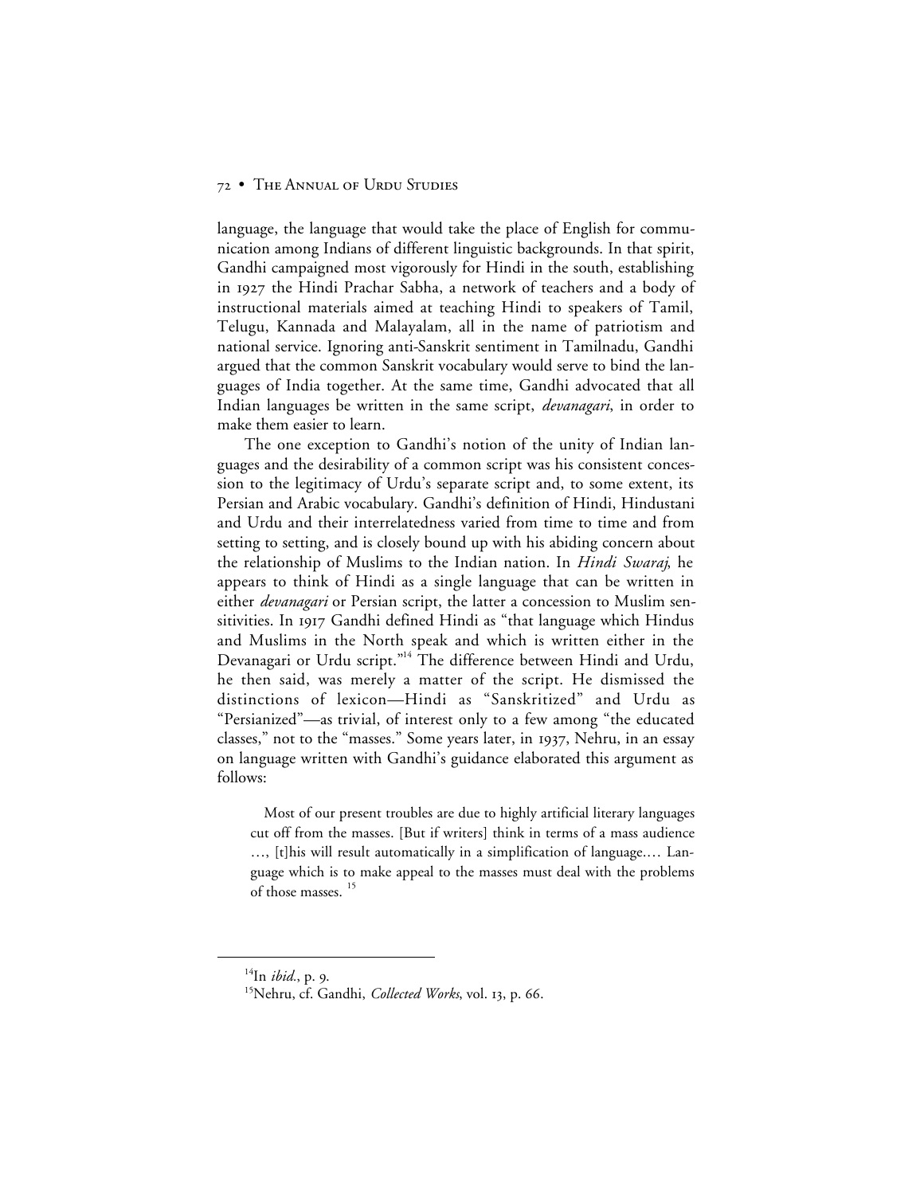language, the language that would take the place of English for communication among Indians of different linguistic backgrounds. In that spirit, Gandhi campaigned most vigorously for Hindi in the south, establishing in 1927 the Hindi Prachar Sabha, a network of teachers and a body of instructional materials aimed at teaching Hindi to speakers of Tamil, Telugu, Kannada and Malayalam, all in the name of patriotism and national service. Ignoring anti-Sanskrit sentiment in Tamilnadu, Gandhi argued that the common Sanskrit vocabulary would serve to bind the languages of India together. At the same time, Gandhi advocated that all Indian languages be written in the same script, *devanagari*, in order to make them easier to learn.

The one exception to Gandhi's notion of the unity of Indian languages and the desirability of a common script was his consistent concession to the legitimacy of Urdu's separate script and, to some extent, its Persian and Arabic vocabulary. Gandhi's definition of Hindi, Hindustani and Urdu and their interrelatedness varied from time to time and from setting to setting, and is closely bound up with his abiding concern about the relationship of Muslims to the Indian nation. In *Hindi Swaraj*, he appears to think of Hindi as a single language that can be written in either *devanagari* or Persian script, the latter a concession to Muslim sensitivities. In 1917 Gandhi defined Hindi as "that language which Hindus and Muslims in the North speak and which is written either in the Devanagari or Urdu script."[14] The difference between Hindi and Urdu, he then said, was merely a matter of the script. He dismissed the distinctions of lexicon—Hindi as "Sanskritized" and Urdu as "Persianized"—as trivial, of interest only to a few among "the educated classes," not to the "masses." Some years later, in 1937, Nehru, in an essay on language written with Gandhi's guidance elaborated this argument as follows:

> Most of our present troubles are due to highly artificial literary languages cut off from the masses. [But if writers] think in terms of a mass audience …, [t]his will result automatically in a simplification of language.… Language which is to make appeal to the masses must deal with the problems of those masses. [15]

---

[14]In *ibid.*, p. 9.

[15]Nehru, cf. Gandhi, *Collected Works*, vol. 13, p. 66.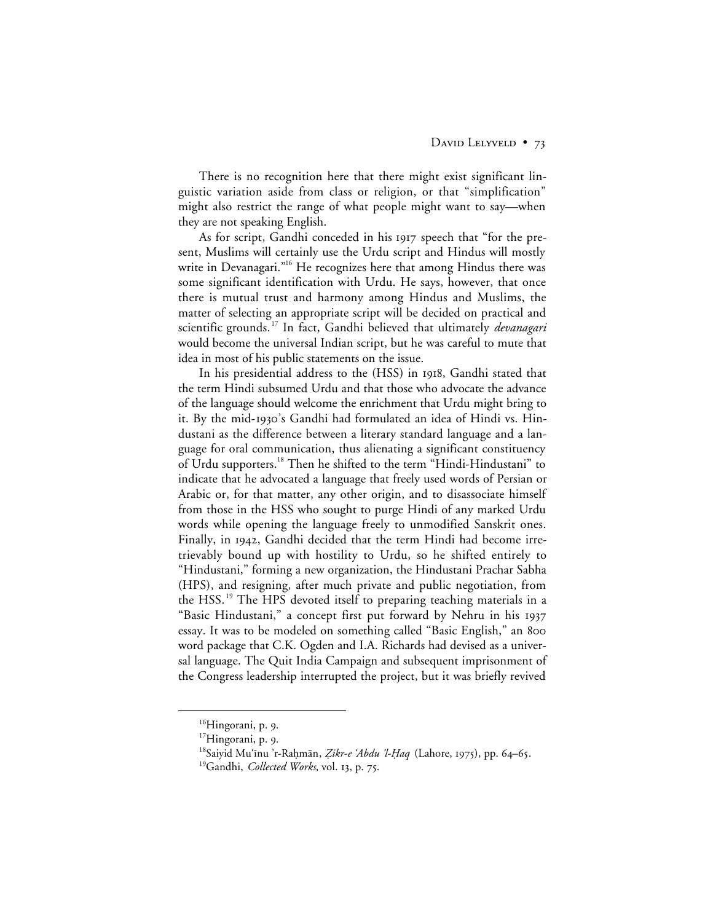There is no recognition here that there might exist significant linguistic variation aside from class or religion, or that "simplification" might also restrict the range of what people might want to say—when they are not speaking English.

As for script, Gandhi conceded in his 1917 speech that "for the present, Muslims will certainly use the Urdu script and Hindus will mostly write in Devanagari."[16] He recognizes here that among Hindus there was some significant identification with Urdu. He says, however, that once there is mutual trust and harmony among Hindus and Muslims, the matter of selecting an appropriate script will be decided on practical and scientific grounds.[17] In fact, Gandhi believed that ultimately *devanagari* would become the universal Indian script, but he was careful to mute that idea in most of his public statements on the issue.

In his presidential address to the (HSS) in 1918, Gandhi stated that the term Hindi subsumed Urdu and that those who advocate the advance of the language should welcome the enrichment that Urdu might bring to it. By the mid-1930's Gandhi had formulated an idea of Hindi vs. Hindustani as the difference between a literary standard language and a language for oral communication, thus alienating a significant constituency of Urdu supporters.[18] Then he shifted to the term "Hindi-Hindustani" to indicate that he advocated a language that freely used words of Persian or Arabic or, for that matter, any other origin, and to disassociate himself from those in the HSS who sought to purge Hindi of any marked Urdu words while opening the language freely to unmodified Sanskrit ones. Finally, in 1942, Gandhi decided that the term Hindi had become irretrievably bound up with hostility to Urdu, so he shifted entirely to "Hindustani," forming a new organization, the Hindustani Prachar Sabha (HPS), and resigning, after much private and public negotiation, from the HSS.[19] The HPS devoted itself to preparing teaching materials in a "Basic Hindustani," a concept first put forward by Nehru in his 1937 essay. It was to be modeled on something called "Basic English," an 800 word package that C.K. Ogden and I.A. Richards had devised as a universal language. The Quit India Campaign and subsequent imprisonment of the Congress leadership interrupted the project, but it was briefly revived

---

[16] Hingorani, p. 9.

[17] Hingorani, p. 9.

[18] Saiyid Mu'īnu 'r-Raḥmān, *Ẕikr-e 'Abdu 'l-Ḥaq* (Lahore, 1975), pp. 64–65.

[19] Gandhi, *Collected Works*, vol. 13, p. 75.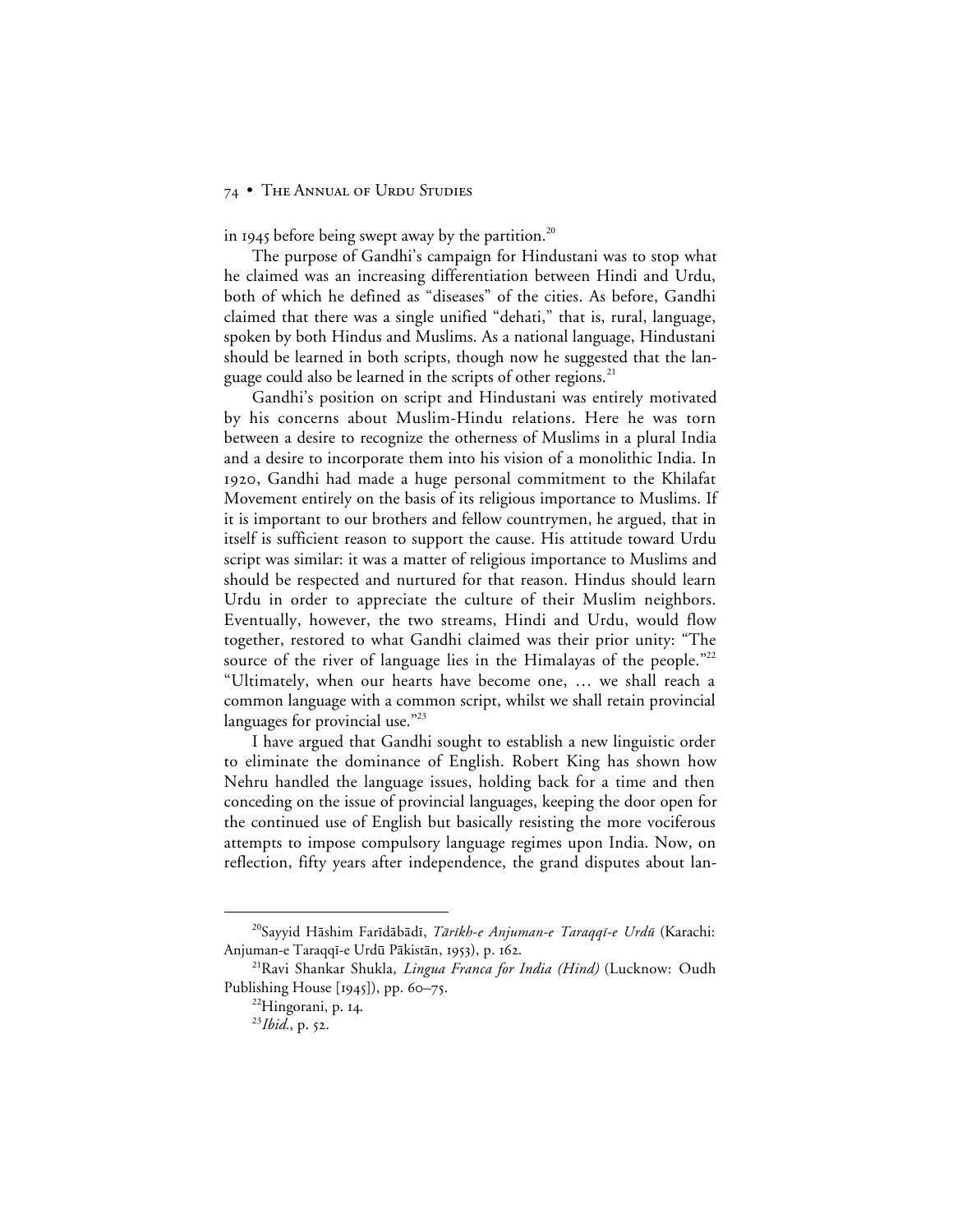in 1945 before being swept away by the partition.[20]

The purpose of Gandhi's campaign for Hindustani was to stop what he claimed was an increasing differentiation between Hindi and Urdu, both of which he defined as "diseases" of the cities. As before, Gandhi claimed that there was a single unified "dehati," that is, rural, language, spoken by both Hindus and Muslims. As a national language, Hindustani should be learned in both scripts, though now he suggested that the language could also be learned in the scripts of other regions.[21]

Gandhi's position on script and Hindustani was entirely motivated by his concerns about Muslim-Hindu relations. Here he was torn between a desire to recognize the otherness of Muslims in a plural India and a desire to incorporate them into his vision of a monolithic India. In 1920, Gandhi had made a huge personal commitment to the Khilafat Movement entirely on the basis of its religious importance to Muslims. If it is important to our brothers and fellow countrymen, he argued, that in itself is sufficient reason to support the cause. His attitude toward Urdu script was similar: it was a matter of religious importance to Muslims and should be respected and nurtured for that reason. Hindus should learn Urdu in order to appreciate the culture of their Muslim neighbors. Eventually, however, the two streams, Hindi and Urdu, would flow together, restored to what Gandhi claimed was their prior unity: "The source of the river of language lies in the Himalayas of the people."[22] "Ultimately, when our hearts have become one, … we shall reach a common language with a common script, whilst we shall retain provincial languages for provincial use."[23]

I have argued that Gandhi sought to establish a new linguistic order to eliminate the dominance of English. Robert King has shown how Nehru handled the language issues, holding back for a time and then conceding on the issue of provincial languages, keeping the door open for the continued use of English but basically resisting the more vociferous attempts to impose compulsory language regimes upon India. Now, on reflection, fifty years after independence, the grand disputes about lan-

---

[20]Sayyid Hāshim Farīdābādī, *Tārīkh-e Anjuman-e Taraqqī-e Urdū* (Karachi: Anjuman-e Taraqqī-e Urdū Pākistān, 1953), p. 162.

[21]Ravi Shankar Shukla, *Lingua Franca for India (Hind)* (Lucknow: Oudh Publishing House [1945]), pp. 60–75.

[22]Hingorani, p. 14.

[23]*Ibid.*, p. 52.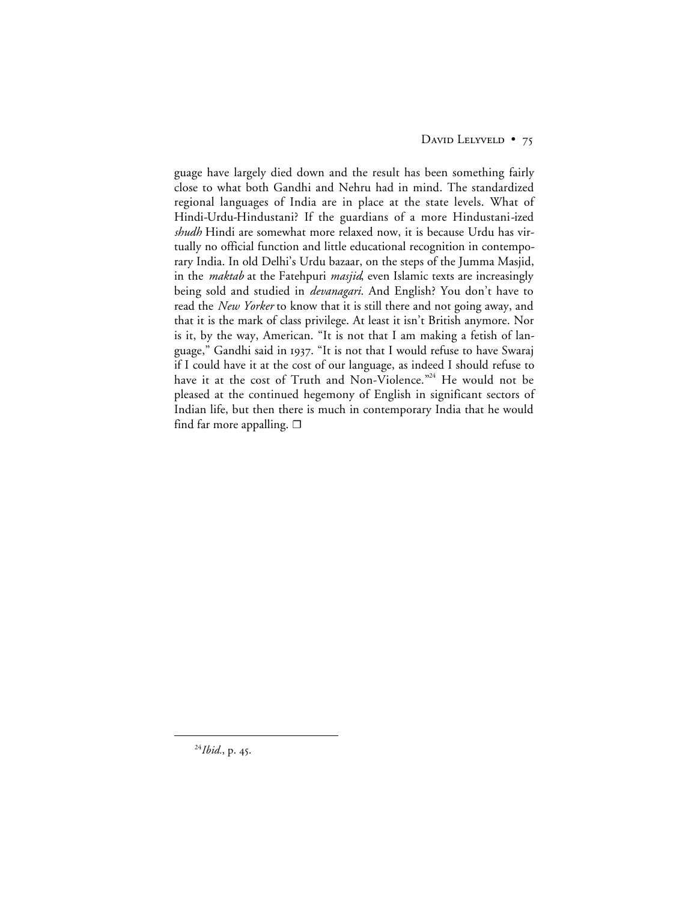guage have largely died down and the result has been something fairly close to what both Gandhi and Nehru had in mind. The standardized regional languages of India are in place at the state levels. What of Hindi-Urdu-Hindustani? If the guardians of a more Hindustani-ized *shudh* Hindi are somewhat more relaxed now, it is because Urdu has virtually no official function and little educational recognition in contemporary India. In old Delhi's Urdu bazaar, on the steps of the Jumma Masjid, in the *maktab* at the Fatehpuri *masjid*, even Islamic texts are increasingly being sold and studied in *devanagari*. And English? You don't have to read the *New Yorker* to know that it is still there and not going away, and that it is the mark of class privilege. At least it isn't British anymore. Nor is it, by the way, American. "It is not that I am making a fetish of language," Gandhi said in 1937. "It is not that I would refuse to have Swaraj if I could have it at the cost of our language, as indeed I should refuse to have it at the cost of Truth and Non-Violence."[24] He would not be pleased at the continued hegemony of English in significant sectors of Indian life, but then there is much in contemporary India that he would find far more appalling. ❒

---

[24] *Ibid.*, p. 45.